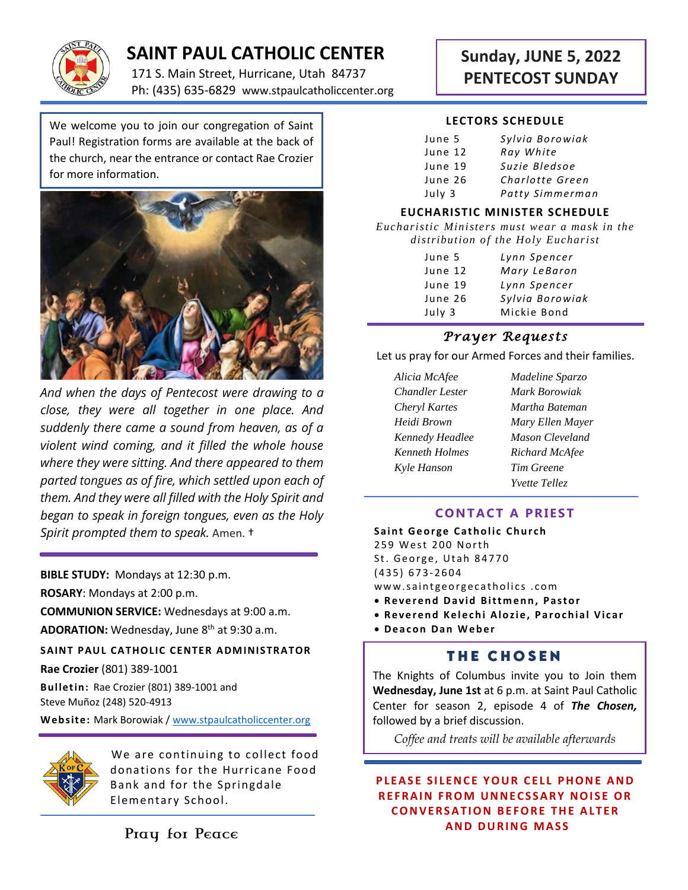# SAINT PAUL CATHOLIC CENTER

171 S. Main Street, Hurricane, Utah 84737
Ph: (435) 635-6829 www.stpaulcatholiccenter.org

## Sunday, JUNE 5, 2022
## PENTECOST SUNDAY

We welcome you to join our congregation of Saint Paul! Registration forms are available at the back of the church, near the entrance or contact Rae Crozier for more information.

*And when the days of Pentecost were drawing to a close, they were all together in one place. And suddenly there came a sound from heaven, as of a violent wind coming, and it filled the whole house where they were sitting. And there appeared to them parted tongues as of fire, which settled upon each of them. And they were all filled with the Holy Spirit and began to speak in foreign tongues, even as the Holy Spirit prompted them to speak.* Amen. †

**BIBLE STUDY:** Mondays at 12:30 p.m.

**ROSARY**: Mondays at 2:00 p.m.

**COMMUNION SERVICE:** Wednesdays at 9:00 a.m.

**ADORATION:** Wednesday, June 8th at 9:30 a.m.

### SAINT PAUL CATHOLIC CENTER ADMINISTRATOR

**Rae Crozier** (801) 389-1001

**Bulletin:** Rae Crozier (801) 389-1001 and Steve Muñoz (248) 520-4913

**Website:** Mark Borowiak / www.stpaulcatholiccenter.org

We are continuing to collect food donations for the Hurricane Food Bank and for the Springdale Elementary School.

Pray for Peace

### LECTORS SCHEDULE

| | |
|---|---|
| June 5 | *Sylvia Borowiak* |
| June 12 | *Ray White* |
| June 19 | *Suzie Bledsoe* |
| June 26 | *Charlotte Green* |
| July 3 | *Patty Simmerman* |

### EUCHARISTIC MINISTER SCHEDULE

*Eucharistic Ministers must wear a mask in the distribution of the Holy Eucharist*

| | |
|---|---|
| June 5 | *Lynn Spencer* |
| June 12 | *Mary LeBaron* |
| June 19 | *Lynn Spencer* |
| June 26 | *Sylvia Borowiak* |
| July 3 | Mickie Bond |

### *Prayer Requests*

Let us pray for our Armed Forces and their families.

*Alicia McAfee*
*Chandler Lester*
*Cheryl Kartes*
*Heidi Brown*
*Kennedy Headlee*
*Kenneth Holmes*
*Kyle Hanson*
*Madeline Sparzo*
*Mark Borowiak*
*Martha Bateman*
*Mary Ellen Mayer*
*Mason Cleveland*
*Richard McAfee*
*Tim Greene*
*Yvette Tellez*

### CONTACT A PRIEST

**Saint George Catholic Church**
259 West 200 North
St. George, Utah 84770
(435) 673-2604
www.saintgeorgecatholics .com

- **Reverend David Bittmenn, Pastor**
- **Reverend Kelechi Alozie, Parochial Vicar**
- **Deacon Dan Weber**

### THE CHOSEN

The Knights of Columbus invite you to Join them **Wednesday, June 1st** at 6 p.m. at Saint Paul Catholic Center for season 2, episode 4 of ***The Chosen,*** followed by a brief discussion.

*Coffee and treats will be available afterwards*

**PLEASE SILENCE YOUR CELL PHONE AND REFRAIN FROM UNNECSSARY NOISE OR CONVERSATION BEFORE THE ALTER AND DURING MASS**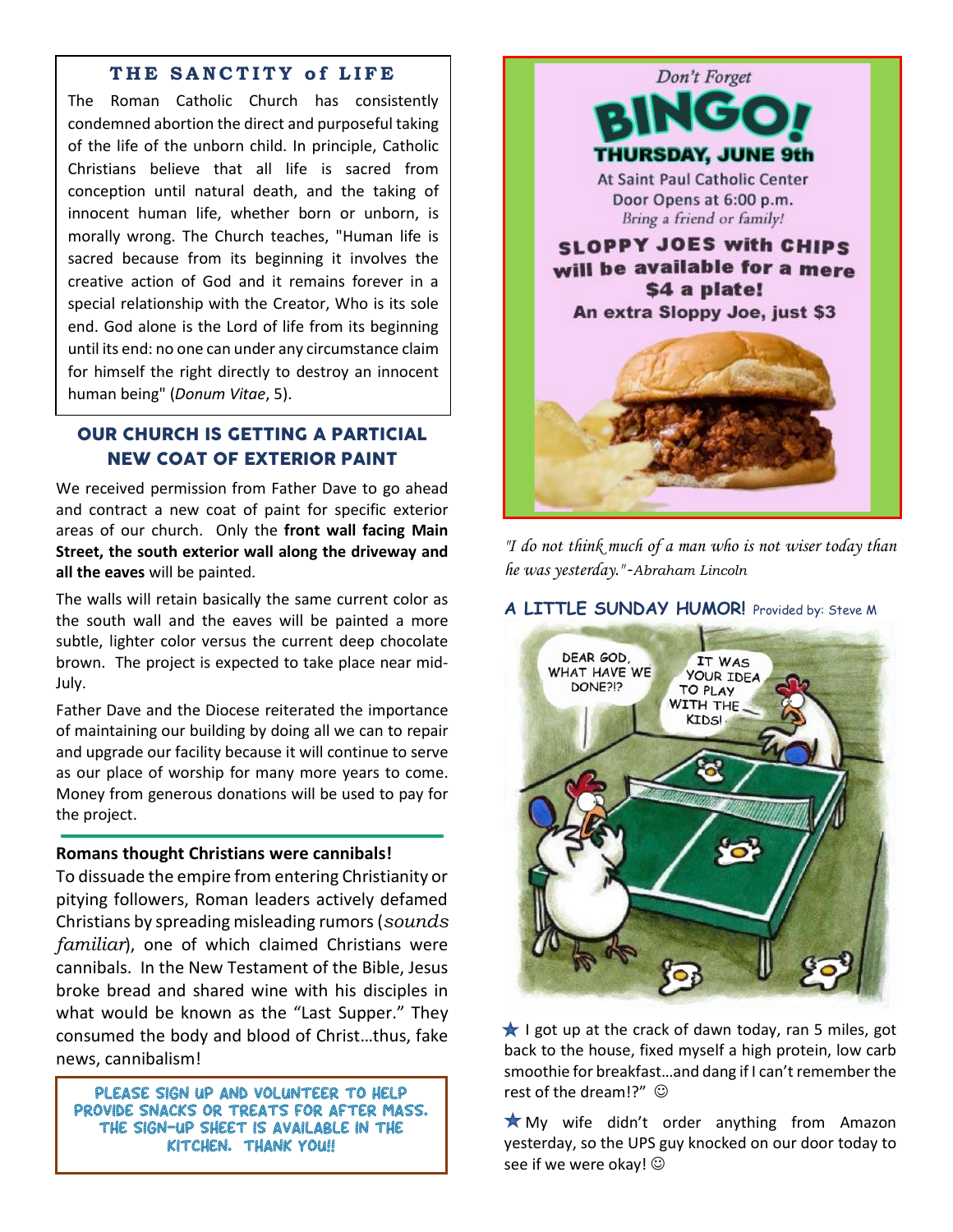## THE SANCTITY of LIFE

The Roman Catholic Church has consistently condemned abortion the direct and purposeful taking of the life of the unborn child. In principle, Catholic Christians believe that all life is sacred from conception until natural death, and the taking of innocent human life, whether born or unborn, is morally wrong. The Church teaches, "Human life is sacred because from its beginning it involves the creative action of God and it remains forever in a special relationship with the Creator, Who is its sole end. God alone is the Lord of life from its beginning until its end: no one can under any circumstance claim for himself the right directly to destroy an innocent human being" (*Donum Vitae*, 5).

## OUR CHURCH IS GETTING A PARTICIAL NEW COAT OF EXTERIOR PAINT

We received permission from Father Dave to go ahead and contract a new coat of paint for specific exterior areas of our church. Only the **front wall facing Main Street, the south exterior wall along the driveway and all the eaves** will be painted.

The walls will retain basically the same current color as the south wall and the eaves will be painted a more subtle, lighter color versus the current deep chocolate brown. The project is expected to take place near mid-July.

Father Dave and the Diocese reiterated the importance of maintaining our building by doing all we can to repair and upgrade our facility because it will continue to serve as our place of worship for many more years to come. Money from generous donations will be used to pay for the project.

**Romans thought Christians were cannibals!**

To dissuade the empire from entering Christianity or pitying followers, Roman leaders actively defamed Christians by spreading misleading rumors (*sounds familiar*), one of which claimed Christians were cannibals. In the New Testament of the Bible, Jesus broke bread and shared wine with his disciples in what would be known as the "Last Supper." They consumed the body and blood of Christ…thus, fake news, cannibalism!

PLEASE SIGN UP AND VOLUNTEER TO HELP PROVIDE SNACKS OR TREATS FOR AFTER MASS. THE SIGN-UP SHEET IS AVAILABLE IN THE KITCHEN. THANK YOU!!

*Don't Forget*

# BINGO!

**THURSDAY, JUNE 9th**

At Saint Paul Catholic Center

Door Opens at 6:00 p.m.

*Bring a friend or family!*

**SLOPPY JOES with CHIPS will be available for a mere $4 a plate!**

**An extra Sloppy Joe, just $3**

*"I do not think much of a man who is not wiser today than he was yesterday."-Abraham Lincoln*

## A LITTLE SUNDAY HUMOR! Provided by: Steve M

DEAR GOD, WHAT HAVE WE DONE?!?

IT WAS YOUR IDEA TO PLAY WITH THE KIDS!

★ I got up at the crack of dawn today, ran 5 miles, got back to the house, fixed myself a high protein, low carb smoothie for breakfast…and dang if I can't remember the rest of the dream!?" ☺

★ My wife didn't order anything from Amazon yesterday, so the UPS guy knocked on our door today to see if we were okay! ☺